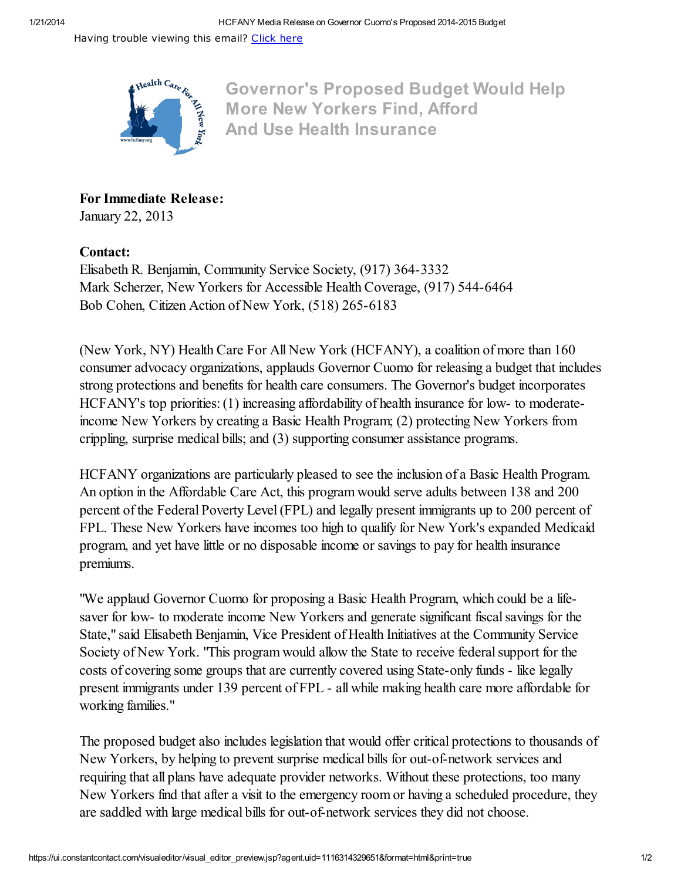Having trouble viewing this email? Click here

# Governor's Proposed Budget Would Help More New Yorkers Find, Afford And Use Health Insurance

**For Immediate Release:**
January 22, 2013

**Contact:**
Elisabeth R. Benjamin, Community Service Society, (917) 364-3332
Mark Scherzer, New Yorkers for Accessible Health Coverage, (917) 544-6464
Bob Cohen, Citizen Action of New York, (518) 265-6183

(New York, NY) Health Care For All New York (HCFANY), a coalition of more than 160 consumer advocacy organizations, applauds Governor Cuomo for releasing a budget that includes strong protections and benefits for health care consumers. The Governor's budget incorporates HCFANY's top priorities: (1) increasing affordability of health insurance for low- to moderate-income New Yorkers by creating a Basic Health Program; (2) protecting New Yorkers from crippling, surprise medical bills; and (3) supporting consumer assistance programs.

HCFANY organizations are particularly pleased to see the inclusion of a Basic Health Program. An option in the Affordable Care Act, this program would serve adults between 138 and 200 percent of the Federal Poverty Level (FPL) and legally present immigrants up to 200 percent of FPL. These New Yorkers have incomes too high to qualify for New York's expanded Medicaid program, and yet have little or no disposable income or savings to pay for health insurance premiums.

"We applaud Governor Cuomo for proposing a Basic Health Program, which could be a life-saver for low- to moderate income New Yorkers and generate significant fiscal savings for the State," said Elisabeth Benjamin, Vice President of Health Initiatives at the Community Service Society of New York. "This program would allow the State to receive federal support for the costs of covering some groups that are currently covered using State-only funds - like legally present immigrants under 139 percent of FPL - all while making health care more affordable for working families."

The proposed budget also includes legislation that would offer critical protections to thousands of New Yorkers, by helping to prevent surprise medical bills for out-of-network services and requiring that all plans have adequate provider networks. Without these protections, too many New Yorkers find that after a visit to the emergency room or having a scheduled procedure, they are saddled with large medical bills for out-of-network services they did not choose.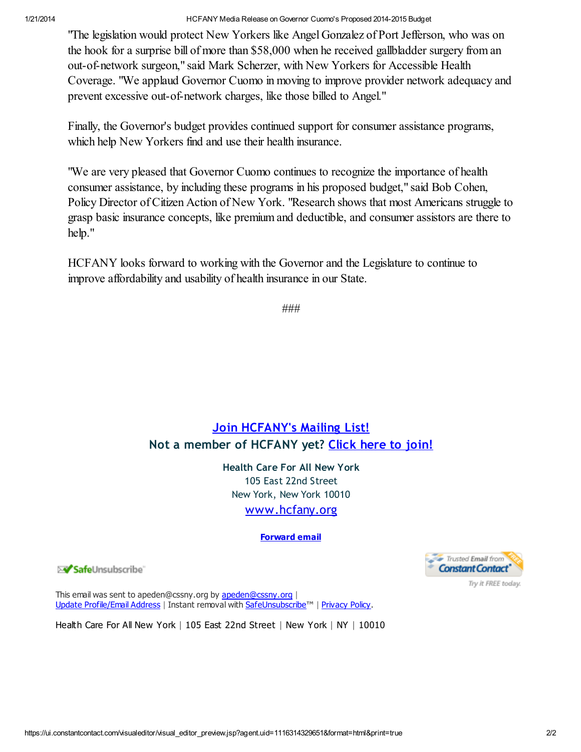"The legislation would protect New Yorkers like Angel Gonzalez of Port Jefferson, who was on the hook for a surprise bill of more than $58,000 when he received gallbladder surgery from an out-of-network surgeon," said Mark Scherzer, with New Yorkers for Accessible Health Coverage. "We applaud Governor Cuomo in moving to improve provider network adequacy and prevent excessive out-of-network charges, like those billed to Angel."

Finally, the Governor's budget provides continued support for consumer assistance programs, which help New Yorkers find and use their health insurance.

"We are very pleased that Governor Cuomo continues to recognize the importance of health consumer assistance, by including these programs in his proposed budget," said Bob Cohen, Policy Director of Citizen Action of New York. "Research shows that most Americans struggle to grasp basic insurance concepts, like premium and deductible, and consumer assistors are there to help."

HCFANY looks forward to working with the Governor and the Legislature to continue to improve affordability and usability of health insurance in our State.

###

**Join HCFANY's Mailing List!**

**Not a member of HCFANY yet? Click here to join!**

**Health Care For All New York**
105 East 22nd Street
New York, New York 10010
www.hcfany.org

**Forward email**

SafeUnsubscribe

Trusted Email from Constant Contact
Try it FREE today.

This email was sent to apeden@cssny.org by apeden@cssny.org | Update Profile/Email Address | Instant removal with SafeUnsubscribe™ | Privacy Policy.

Health Care For All New York | 105 East 22nd Street | New York | NY | 10010